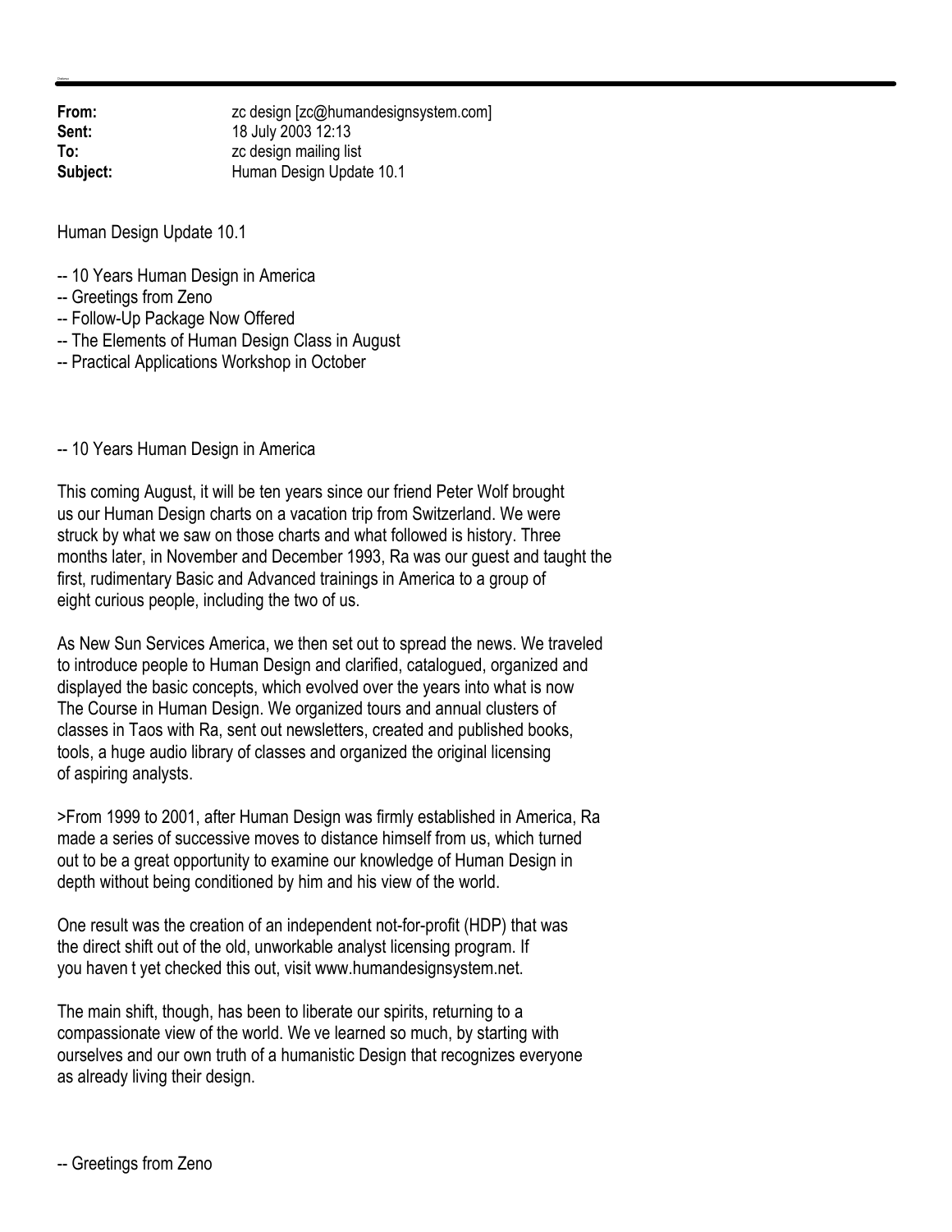**From:** zc design [zc@humandesignsystem.com]
**Sent:** 18 July 2003 12:13
**To:** zc design mailing list
**Subject:** Human Design Update 10.1

Human Design Update 10.1

-- 10 Years Human Design in America
-- Greetings from Zeno
-- Follow-Up Package Now Offered
-- The Elements of Human Design Class in August
-- Practical Applications Workshop in October

-- 10 Years Human Design in America

This coming August, it will be ten years since our friend Peter Wolf brought us our Human Design charts on a vacation trip from Switzerland. We were struck by what we saw on those charts and what followed is history. Three months later, in November and December 1993, Ra was our guest and taught the first, rudimentary Basic and Advanced trainings in America to a group of eight curious people, including the two of us.

As New Sun Services America, we then set out to spread the news. We traveled to introduce people to Human Design and clarified, catalogued, organized and displayed the basic concepts, which evolved over the years into what is now The Course in Human Design. We organized tours and annual clusters of classes in Taos with Ra, sent out newsletters, created and published books, tools, a huge audio library of classes and organized the original licensing of aspiring analysts.

>From 1999 to 2001, after Human Design was firmly established in America, Ra made a series of successive moves to distance himself from us, which turned out to be a great opportunity to examine our knowledge of Human Design in depth without being conditioned by him and his view of the world.

One result was the creation of an independent not-for-profit (HDP) that was the direct shift out of the old, unworkable analyst licensing program. If you haven t yet checked this out, visit www.humandesignsystem.net.

The main shift, though, has been to liberate our spirits, returning to a compassionate view of the world. We ve learned so much, by starting with ourselves and our own truth of a humanistic Design that recognizes everyone as already living their design.

-- Greetings from Zeno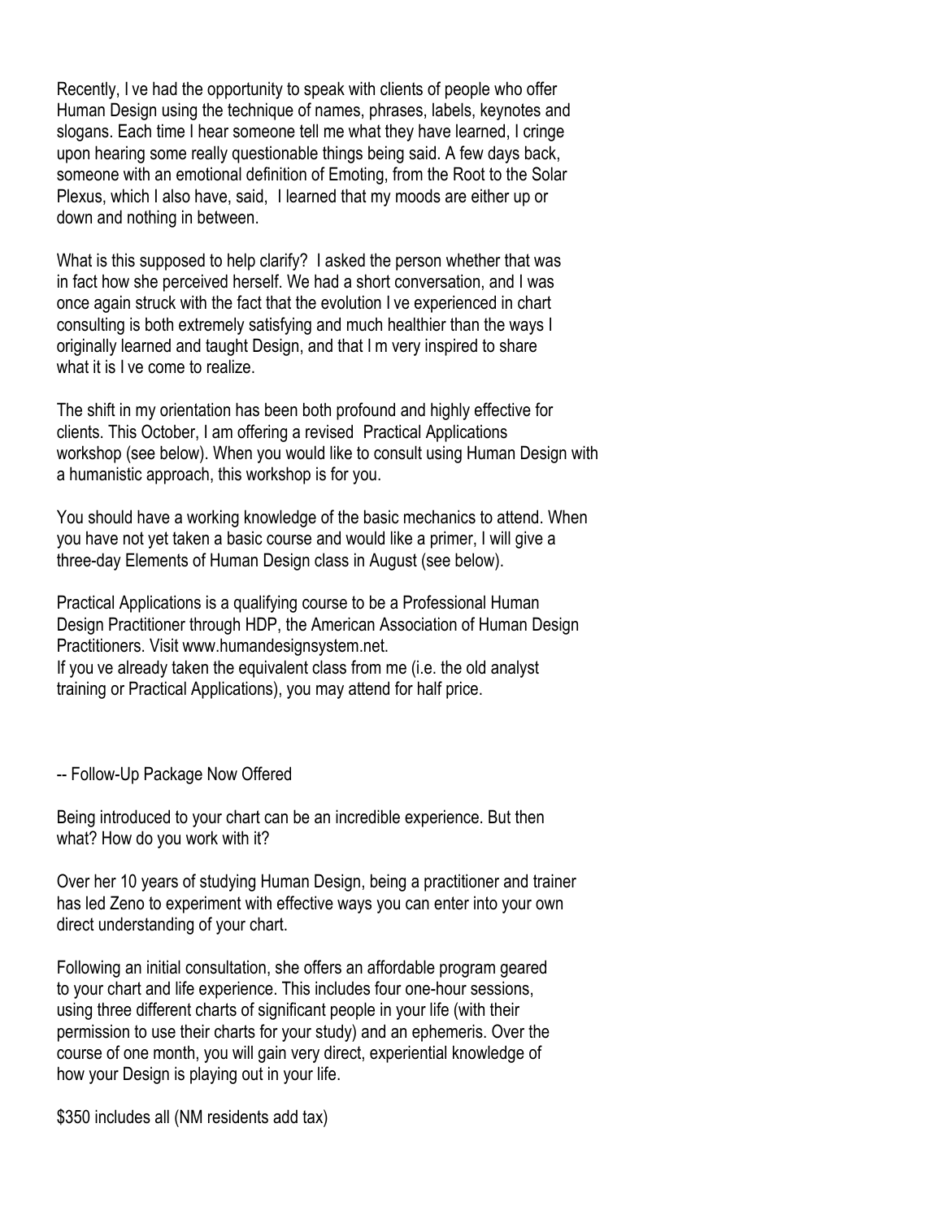Recently, I ve had the opportunity to speak with clients of people who offer Human Design using the technique of names, phrases, labels, keynotes and slogans. Each time I hear someone tell me what they have learned, I cringe upon hearing some really questionable things being said. A few days back, someone with an emotional definition of Emoting, from the Root to the Solar Plexus, which I also have, said, I learned that my moods are either up or down and nothing in between.

What is this supposed to help clarify? I asked the person whether that was in fact how she perceived herself. We had a short conversation, and I was once again struck with the fact that the evolution I ve experienced in chart consulting is both extremely satisfying and much healthier than the ways I originally learned and taught Design, and that I m very inspired to share what it is I ve come to realize.

The shift in my orientation has been both profound and highly effective for clients. This October, I am offering a revised Practical Applications workshop (see below). When you would like to consult using Human Design with a humanistic approach, this workshop is for you.

You should have a working knowledge of the basic mechanics to attend. When you have not yet taken a basic course and would like a primer, I will give a three-day Elements of Human Design class in August (see below).

Practical Applications is a qualifying course to be a Professional Human Design Practitioner through HDP, the American Association of Human Design Practitioners. Visit www.humandesignsystem.net.
If you ve already taken the equivalent class from me (i.e. the old analyst training or Practical Applications), you may attend for half price.

-- Follow-Up Package Now Offered

Being introduced to your chart can be an incredible experience. But then what? How do you work with it?

Over her 10 years of studying Human Design, being a practitioner and trainer has led Zeno to experiment with effective ways you can enter into your own direct understanding of your chart.

Following an initial consultation, she offers an affordable program geared to your chart and life experience. This includes four one-hour sessions, using three different charts of significant people in your life (with their permission to use their charts for your study) and an ephemeris. Over the course of one month, you will gain very direct, experiential knowledge of how your Design is playing out in your life.

$350 includes all (NM residents add tax)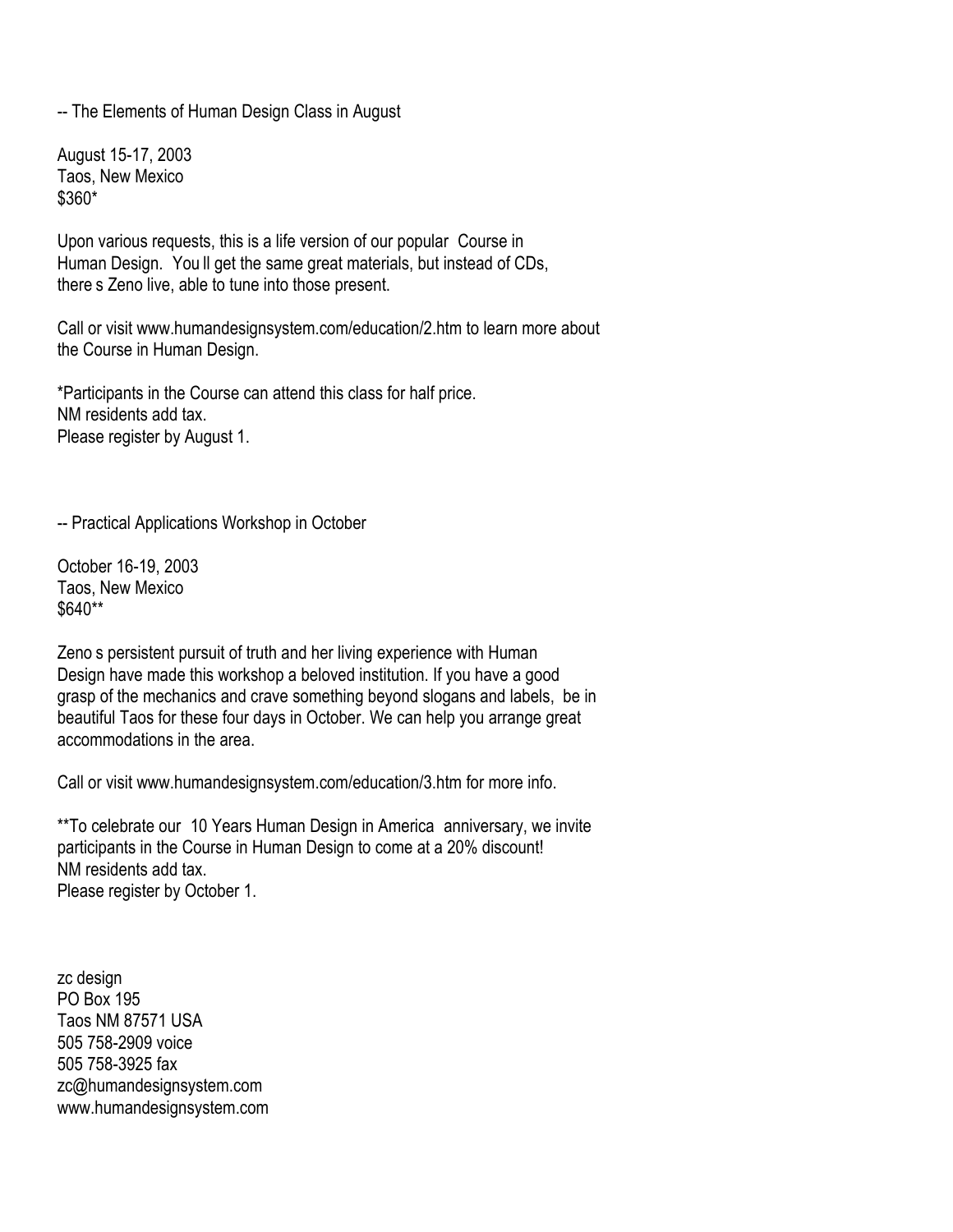-- The Elements of Human Design Class in August

August 15-17, 2003
Taos, New Mexico
$360*

Upon various requests, this is a life version of our popular  Course in Human Design.  You ll get the same great materials, but instead of CDs, there s Zeno live, able to tune into those present.

Call or visit www.humandesignsystem.com/education/2.htm to learn more about the Course in Human Design.

*Participants in the Course can attend this class for half price.
NM residents add tax.
Please register by August 1.

-- Practical Applications Workshop in October

October 16-19, 2003
Taos, New Mexico
$640**

Zeno s persistent pursuit of truth and her living experience with Human Design have made this workshop a beloved institution. If you have a good grasp of the mechanics and crave something beyond slogans and labels,  be in beautiful Taos for these four days in October. We can help you arrange great accommodations in the area.

Call or visit www.humandesignsystem.com/education/3.htm for more info.

**To celebrate our  10 Years Human Design in America  anniversary, we invite participants in the Course in Human Design to come at a 20% discount!
NM residents add tax.
Please register by October 1.

zc design
PO Box 195
Taos NM 87571 USA
505 758-2909 voice
505 758-3925 fax
zc@humandesignsystem.com
www.humandesignsystem.com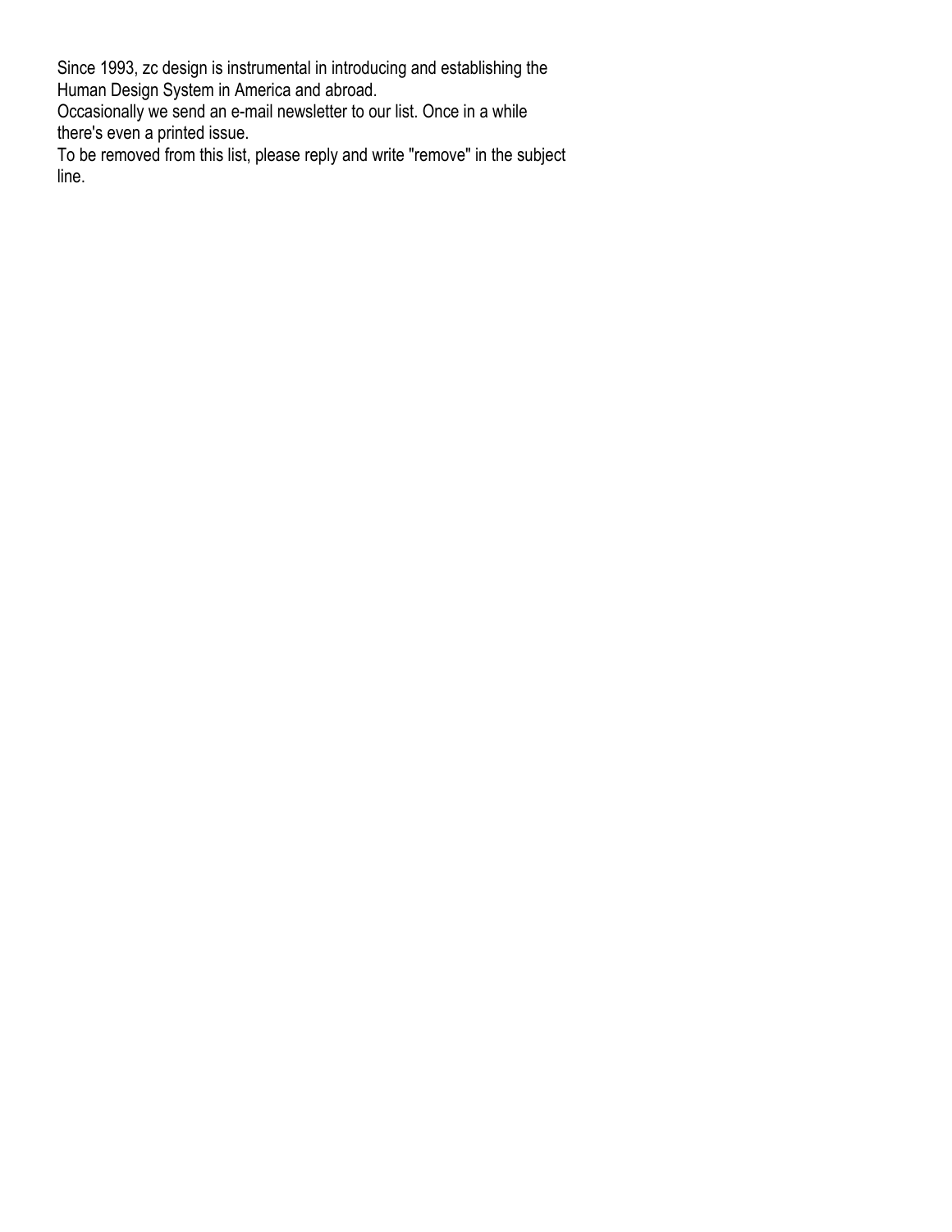Since 1993, zc design is instrumental in introducing and establishing the Human Design System in America and abroad.

Occasionally we send an e-mail newsletter to our list. Once in a while there's even a printed issue.

To be removed from this list, please reply and write "remove" in the subject line.